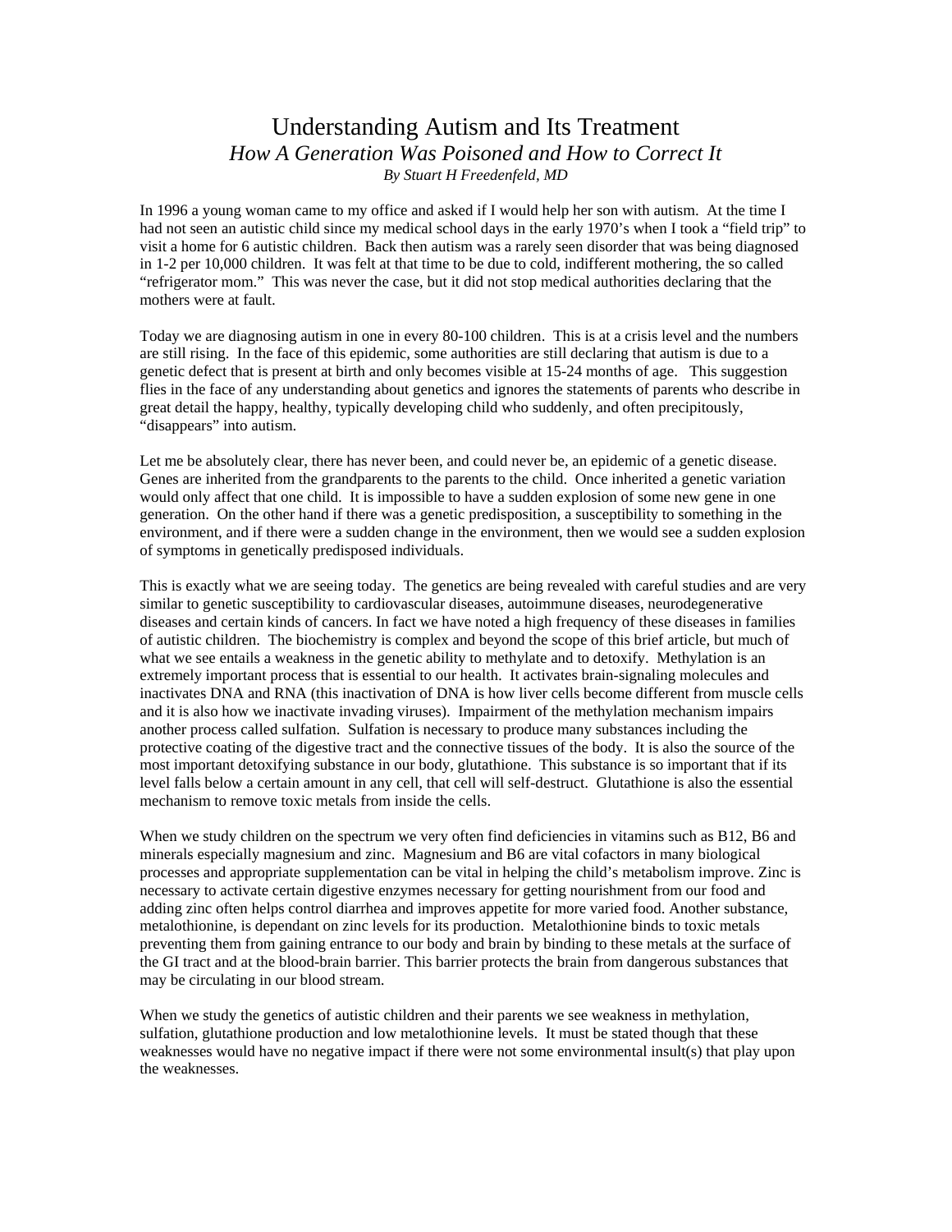# Understanding Autism and Its Treatment

## *How A Generation Was Poisoned and How to Correct It*

*By Stuart H Freedenfeld, MD*

In 1996 a young woman came to my office and asked if I would help her son with autism. At the time I had not seen an autistic child since my medical school days in the early 1970's when I took a "field trip" to visit a home for 6 autistic children. Back then autism was a rarely seen disorder that was being diagnosed in 1-2 per 10,000 children. It was felt at that time to be due to cold, indifferent mothering, the so called "refrigerator mom." This was never the case, but it did not stop medical authorities declaring that the mothers were at fault.

Today we are diagnosing autism in one in every 80-100 children. This is at a crisis level and the numbers are still rising. In the face of this epidemic, some authorities are still declaring that autism is due to a genetic defect that is present at birth and only becomes visible at 15-24 months of age. This suggestion flies in the face of any understanding about genetics and ignores the statements of parents who describe in great detail the happy, healthy, typically developing child who suddenly, and often precipitously, "disappears" into autism.

Let me be absolutely clear, there has never been, and could never be, an epidemic of a genetic disease. Genes are inherited from the grandparents to the parents to the child. Once inherited a genetic variation would only affect that one child. It is impossible to have a sudden explosion of some new gene in one generation. On the other hand if there was a genetic predisposition, a susceptibility to something in the environment, and if there were a sudden change in the environment, then we would see a sudden explosion of symptoms in genetically predisposed individuals.

This is exactly what we are seeing today. The genetics are being revealed with careful studies and are very similar to genetic susceptibility to cardiovascular diseases, autoimmune diseases, neurodegenerative diseases and certain kinds of cancers. In fact we have noted a high frequency of these diseases in families of autistic children. The biochemistry is complex and beyond the scope of this brief article, but much of what we see entails a weakness in the genetic ability to methylate and to detoxify. Methylation is an extremely important process that is essential to our health. It activates brain-signaling molecules and inactivates DNA and RNA (this inactivation of DNA is how liver cells become different from muscle cells and it is also how we inactivate invading viruses). Impairment of the methylation mechanism impairs another process called sulfation. Sulfation is necessary to produce many substances including the protective coating of the digestive tract and the connective tissues of the body. It is also the source of the most important detoxifying substance in our body, glutathione. This substance is so important that if its level falls below a certain amount in any cell, that cell will self-destruct. Glutathione is also the essential mechanism to remove toxic metals from inside the cells.

When we study children on the spectrum we very often find deficiencies in vitamins such as B12, B6 and minerals especially magnesium and zinc. Magnesium and B6 are vital cofactors in many biological processes and appropriate supplementation can be vital in helping the child's metabolism improve. Zinc is necessary to activate certain digestive enzymes necessary for getting nourishment from our food and adding zinc often helps control diarrhea and improves appetite for more varied food. Another substance, metalothionine, is dependant on zinc levels for its production. Metalothionine binds to toxic metals preventing them from gaining entrance to our body and brain by binding to these metals at the surface of the GI tract and at the blood-brain barrier. This barrier protects the brain from dangerous substances that may be circulating in our blood stream.

When we study the genetics of autistic children and their parents we see weakness in methylation, sulfation, glutathione production and low metalothionine levels. It must be stated though that these weaknesses would have no negative impact if there were not some environmental insult(s) that play upon the weaknesses.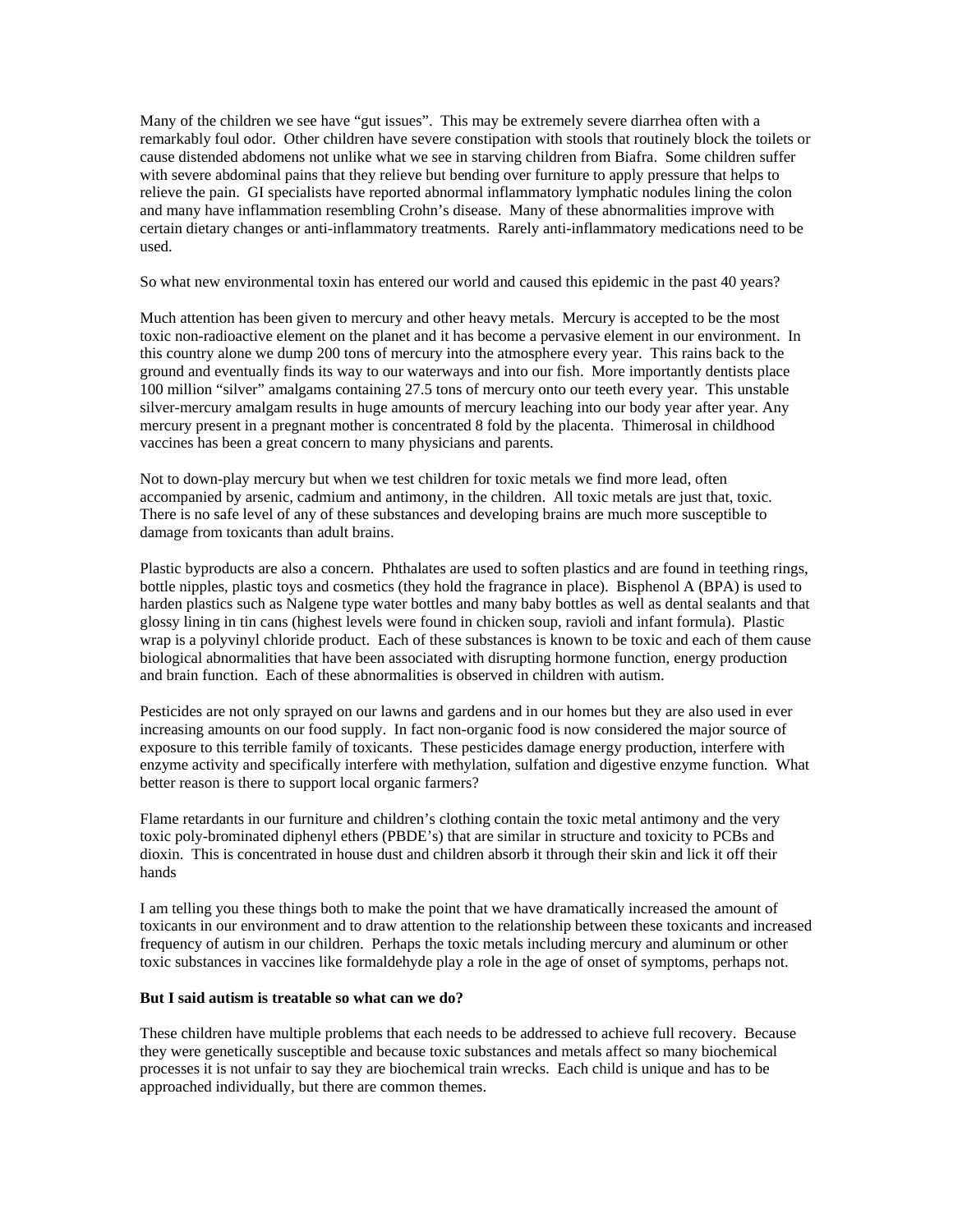Many of the children we see have "gut issues". This may be extremely severe diarrhea often with a remarkably foul odor. Other children have severe constipation with stools that routinely block the toilets or cause distended abdomens not unlike what we see in starving children from Biafra. Some children suffer with severe abdominal pains that they relieve but bending over furniture to apply pressure that helps to relieve the pain. GI specialists have reported abnormal inflammatory lymphatic nodules lining the colon and many have inflammation resembling Crohn's disease. Many of these abnormalities improve with certain dietary changes or anti-inflammatory treatments. Rarely anti-inflammatory medications need to be used.

So what new environmental toxin has entered our world and caused this epidemic in the past 40 years?

Much attention has been given to mercury and other heavy metals. Mercury is accepted to be the most toxic non-radioactive element on the planet and it has become a pervasive element in our environment. In this country alone we dump 200 tons of mercury into the atmosphere every year. This rains back to the ground and eventually finds its way to our waterways and into our fish. More importantly dentists place 100 million "silver" amalgams containing 27.5 tons of mercury onto our teeth every year. This unstable silver-mercury amalgam results in huge amounts of mercury leaching into our body year after year. Any mercury present in a pregnant mother is concentrated 8 fold by the placenta. Thimerosal in childhood vaccines has been a great concern to many physicians and parents.

Not to down-play mercury but when we test children for toxic metals we find more lead, often accompanied by arsenic, cadmium and antimony, in the children. All toxic metals are just that, toxic. There is no safe level of any of these substances and developing brains are much more susceptible to damage from toxicants than adult brains.

Plastic byproducts are also a concern. Phthalates are used to soften plastics and are found in teething rings, bottle nipples, plastic toys and cosmetics (they hold the fragrance in place). Bisphenol A (BPA) is used to harden plastics such as Nalgene type water bottles and many baby bottles as well as dental sealants and that glossy lining in tin cans (highest levels were found in chicken soup, ravioli and infant formula). Plastic wrap is a polyvinyl chloride product. Each of these substances is known to be toxic and each of them cause biological abnormalities that have been associated with disrupting hormone function, energy production and brain function. Each of these abnormalities is observed in children with autism.

Pesticides are not only sprayed on our lawns and gardens and in our homes but they are also used in ever increasing amounts on our food supply. In fact non-organic food is now considered the major source of exposure to this terrible family of toxicants. These pesticides damage energy production, interfere with enzyme activity and specifically interfere with methylation, sulfation and digestive enzyme function. What better reason is there to support local organic farmers?

Flame retardants in our furniture and children's clothing contain the toxic metal antimony and the very toxic poly-brominated diphenyl ethers (PBDE's) that are similar in structure and toxicity to PCBs and dioxin. This is concentrated in house dust and children absorb it through their skin and lick it off their hands

I am telling you these things both to make the point that we have dramatically increased the amount of toxicants in our environment and to draw attention to the relationship between these toxicants and increased frequency of autism in our children. Perhaps the toxic metals including mercury and aluminum or other toxic substances in vaccines like formaldehyde play a role in the age of onset of symptoms, perhaps not.

**But I said autism is treatable so what can we do?**

These children have multiple problems that each needs to be addressed to achieve full recovery. Because they were genetically susceptible and because toxic substances and metals affect so many biochemical processes it is not unfair to say they are biochemical train wrecks. Each child is unique and has to be approached individually, but there are common themes.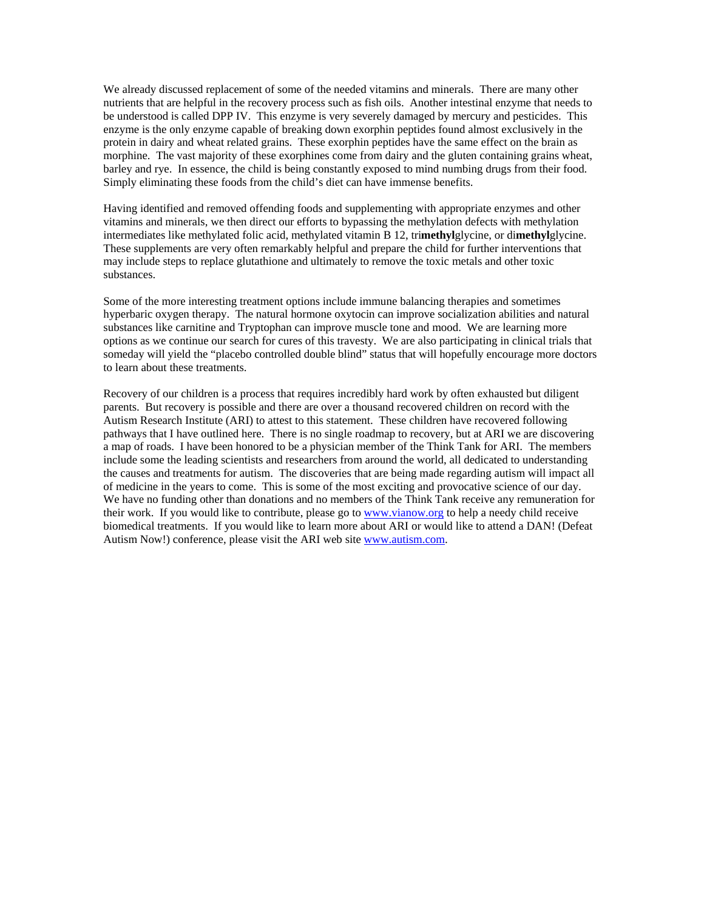We already discussed replacement of some of the needed vitamins and minerals. There are many other nutrients that are helpful in the recovery process such as fish oils. Another intestinal enzyme that needs to be understood is called DPP IV. This enzyme is very severely damaged by mercury and pesticides. This enzyme is the only enzyme capable of breaking down exorphin peptides found almost exclusively in the protein in dairy and wheat related grains. These exorphin peptides have the same effect on the brain as morphine. The vast majority of these exorphines come from dairy and the gluten containing grains wheat, barley and rye. In essence, the child is being constantly exposed to mind numbing drugs from their food. Simply eliminating these foods from the child's diet can have immense benefits.

Having identified and removed offending foods and supplementing with appropriate enzymes and other vitamins and minerals, we then direct our efforts to bypassing the methylation defects with methylation intermediates like methylated folic acid, methylated vitamin B 12, tri**methyl**glycine, or di**methyl**glycine. These supplements are very often remarkably helpful and prepare the child for further interventions that may include steps to replace glutathione and ultimately to remove the toxic metals and other toxic substances.

Some of the more interesting treatment options include immune balancing therapies and sometimes hyperbaric oxygen therapy. The natural hormone oxytocin can improve socialization abilities and natural substances like carnitine and Tryptophan can improve muscle tone and mood. We are learning more options as we continue our search for cures of this travesty. We are also participating in clinical trials that someday will yield the "placebo controlled double blind" status that will hopefully encourage more doctors to learn about these treatments.

Recovery of our children is a process that requires incredibly hard work by often exhausted but diligent parents. But recovery is possible and there are over a thousand recovered children on record with the Autism Research Institute (ARI) to attest to this statement. These children have recovered following pathways that I have outlined here. There is no single roadmap to recovery, but at ARI we are discovering a map of roads. I have been honored to be a physician member of the Think Tank for ARI. The members include some the leading scientists and researchers from around the world, all dedicated to understanding the causes and treatments for autism. The discoveries that are being made regarding autism will impact all of medicine in the years to come. This is some of the most exciting and provocative science of our day. We have no funding other than donations and no members of the Think Tank receive any remuneration for their work. If you would like to contribute, please go to www.vianow.org to help a needy child receive biomedical treatments. If you would like to learn more about ARI or would like to attend a DAN! (Defeat Autism Now!) conference, please visit the ARI web site www.autism.com.